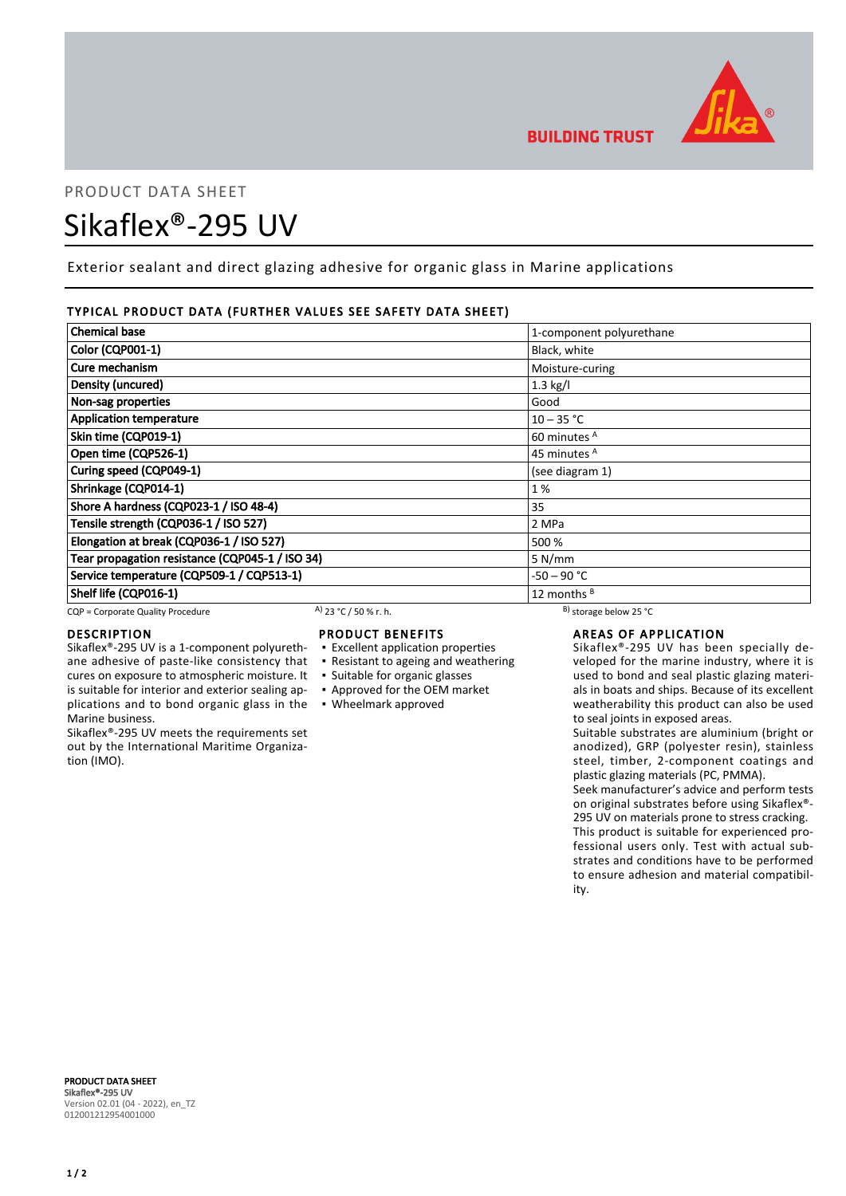PRODUCT DATA SHEET

# Sikaflex®-295 UV

Exterior sealant and direct glazing adhesive for organic glass in Marine applications

## TYPICAL PRODUCT DATA (FURTHER VALUES SEE SAFETY DATA SHEET)

| Property | Value |
|---|---|
| **Chemical base** | 1-component polyurethane |
| **Color (CQP001-1)** | Black, white |
| **Cure mechanism** | Moisture-curing |
| **Density (uncured)** | 1.3 kg/l |
| **Non-sag properties** | Good |
| **Application temperature** | 10 – 35 °C |
| **Skin time (CQP019-1)** | 60 minutes [A] |
| **Open time (CQP526-1)** | 45 minutes [A] |
| **Curing speed (CQP049-1)** | (see diagram 1) |
| **Shrinkage (CQP014-1)** | 1 % |
| **Shore A hardness (CQP023-1 / ISO 48-4)** | 35 |
| **Tensile strength (CQP036-1 / ISO 527)** | 2 MPa |
| **Elongation at break (CQP036-1 / ISO 527)** | 500 % |
| **Tear propagation resistance (CQP045-1 / ISO 34)** | 5 N/mm |
| **Service temperature (CQP509-1 / CQP513-1)** | -50 – 90 °C |
| **Shelf life (CQP016-1)** | 12 months [B] |

CQP = Corporate Quality Procedure A) 23 °C / 50 % r. h. B) storage below 25 °C

## DESCRIPTION

Sikaflex®-295 UV is a 1-component polyurethane adhesive of paste-like consistency that cures on exposure to atmospheric moisture. It is suitable for interior and exterior sealing applications and to bond organic glass in the Marine business.

Sikaflex®-295 UV meets the requirements set out by the International Maritime Organization (IMO).

## PRODUCT BENEFITS

- Excellent application properties
- Resistant to ageing and weathering
- Suitable for organic glasses
- Approved for the OEM market
- Wheelmark approved

## AREAS OF APPLICATION

Sikaflex®-295 UV has been specially developed for the marine industry, where it is used to bond and seal plastic glazing materials in boats and ships. Because of its excellent weatherability this product can also be used to seal joints in exposed areas.

Suitable substrates are aluminium (bright or anodized), GRP (polyester resin), stainless steel, timber, 2-component coatings and plastic glazing materials (PC, PMMA).

Seek manufacturer's advice and perform tests on original substrates before using Sikaflex®-295 UV on materials prone to stress cracking.

This product is suitable for experienced professional users only. Test with actual substrates and conditions have to be performed to ensure adhesion and material compatibility.

**PRODUCT DATA SHEET**
**Sikaflex®-295 UV**
Version 02.01 (04 - 2022), en_TZ
012001212954001000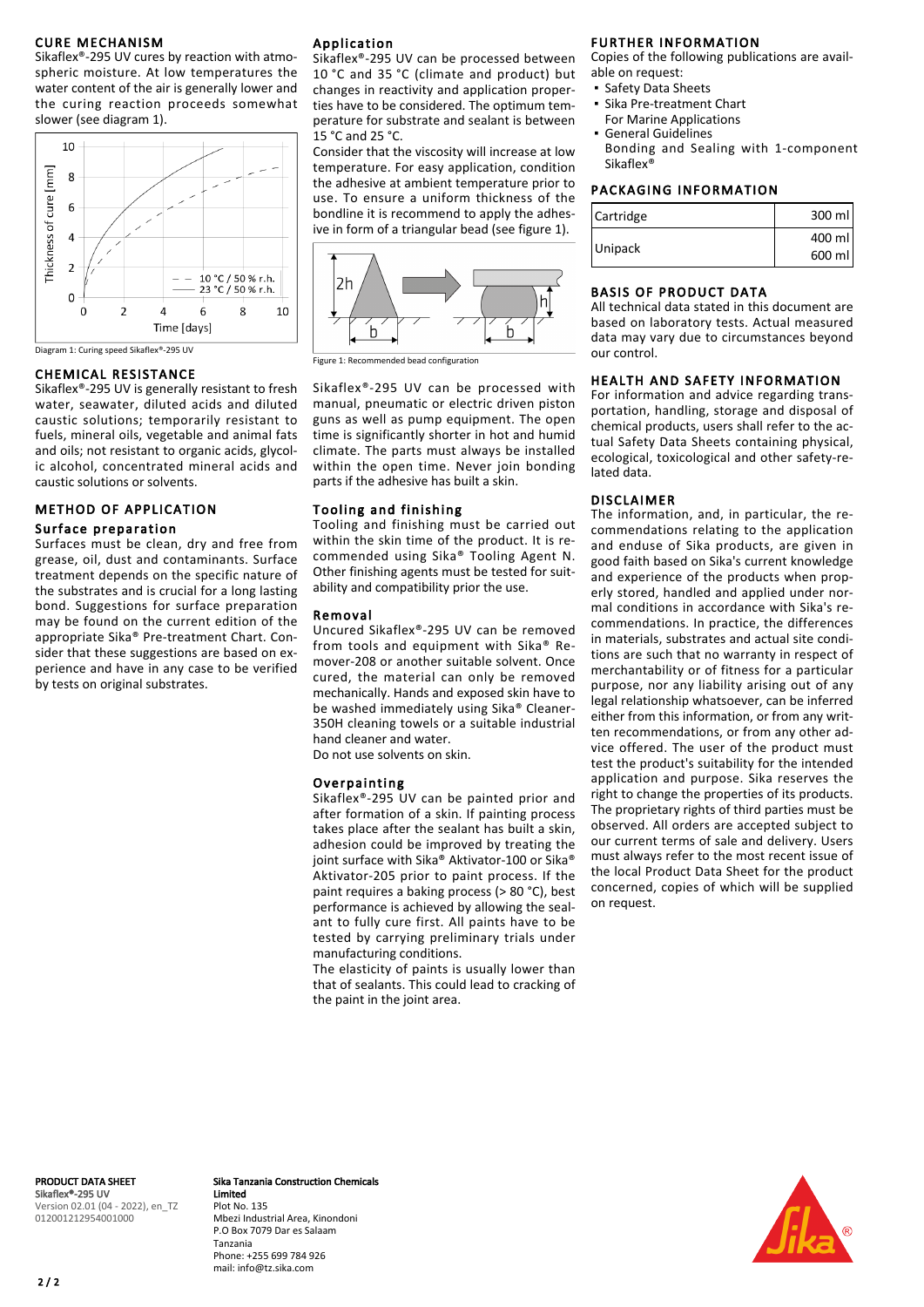## CURE MECHANISM

Sikaflex®-295 UV cures by reaction with atmospheric moisture. At low temperatures the water content of the air is generally lower and the curing reaction proceeds somewhat slower (see diagram 1).

10
8
6
4
2
0
Thickness of cure [mm]
0 2 4 6 8 10
Time [days]
10 °C / 50 % r.h.
23 °C / 50 % r.h.

Diagram 1: Curing speed Sikaflex®-295 UV

## CHEMICAL RESISTANCE

Sikaflex®-295 UV is generally resistant to fresh water, seawater, diluted acids and diluted caustic solutions; temporarily resistant to fuels, mineral oils, vegetable and animal fats and oils; not resistant to organic acids, glycolic alcohol, concentrated mineral acids and caustic solutions or solvents.

## METHOD OF APPLICATION

### Surface preparation

Surfaces must be clean, dry and free from grease, oil, dust and contaminants. Surface treatment depends on the specific nature of the substrates and is crucial for a long lasting bond. Suggestions for surface preparation may be found on the current edition of the appropriate Sika® Pre-treatment Chart. Consider that these suggestions are based on experience and have in any case to be verified by tests on original substrates.

### Application

Sikaflex®-295 UV can be processed between 10 °C and 35 °C (climate and product) but changes in reactivity and application properties have to be considered. The optimum temperature for substrate and sealant is between 15 °C and 25 °C.

Consider that the viscosity will increase at low temperature. For easy application, condition the adhesive at ambient temperature prior to use. To ensure a uniform thickness of the bondline it is recommend to apply the adhesive in form of a triangular bead (see figure 1).

2h
b
h
b

Figure 1: Recommended bead configuration

Sikaflex®-295 UV can be processed with manual, pneumatic or electric driven piston guns as well as pump equipment. The open time is significantly shorter in hot and humid climate. The parts must always be installed within the open time. Never join bonding parts if the adhesive has built a skin.

### Tooling and finishing

Tooling and finishing must be carried out within the skin time of the product. It is recommended using Sika® Tooling Agent N. Other finishing agents must be tested for suitability and compatibility prior the use.

### Removal

Uncured Sikaflex®-295 UV can be removed from tools and equipment with Sika® Remover-208 or another suitable solvent. Once cured, the material can only be removed mechanically. Hands and exposed skin have to be washed immediately using Sika® Cleaner-350H cleaning towels or a suitable industrial hand cleaner and water.

Do not use solvents on skin.

### Overpainting

Sikaflex®-295 UV can be painted prior and after formation of a skin. If painting process takes place after the sealant has built a skin, adhesion could be improved by treating the joint surface with Sika® Aktivator-100 or Sika® Aktivator-205 prior to paint process. If the paint requires a baking process (> 80 °C), best performance is achieved by allowing the sealant to fully cure first. All paints have to be tested by carrying preliminary trials under manufacturing conditions.

The elasticity of paints is usually lower than that of sealants. This could lead to cracking of the paint in the joint area.

## FURTHER INFORMATION

Copies of the following publications are available on request:

- Safety Data Sheets
- Sika Pre-treatment Chart For Marine Applications
- General Guidelines Bonding and Sealing with 1-component Sikaflex®

## PACKAGING INFORMATION

| | |
|---|---|
| Cartridge | 300 ml |
| Unipack | 400 ml<br>600 ml |

## BASIS OF PRODUCT DATA

All technical data stated in this document are based on laboratory tests. Actual measured data may vary due to circumstances beyond our control.

## HEALTH AND SAFETY INFORMATION

For information and advice regarding transportation, handling, storage and disposal of chemical products, users shall refer to the actual Safety Data Sheets containing physical, ecological, toxicological and other safety-related data.

## DISCLAIMER

The information, and, in particular, the recommendations relating to the application and enduse of Sika products, are given in good faith based on Sika's current knowledge and experience of the products when properly stored, handled and applied under normal conditions in accordance with Sika's recommendations. In practice, the differences in materials, substrates and actual site conditions are such that no warranty in respect of merchantability or of fitness for a particular purpose, nor any liability arising out of any legal relationship whatsoever, can be inferred either from this information, or from any written recommendations, or from any other advice offered. The user of the product must test the product's suitability for the intended application and purpose. Sika reserves the right to change the properties of its products. The proprietary rights of third parties must be observed. All orders are accepted subject to our current terms of sale and delivery. Users must always refer to the most recent issue of the local Product Data Sheet for the product concerned, copies of which will be supplied on request.

**PRODUCT DATA SHEET**
**Sikaflex®-295 UV**
Version 02.01 (04 - 2022), en_TZ
012001212954001000

**Sika Tanzania Construction Chemicals Limited**
Plot No. 135
Mbezi Industrial Area, Kinondoni
P.O Box 7079 Dar es Salaam
Tanzania
Phone: +255 699 784 926
mail: info@tz.sika.com